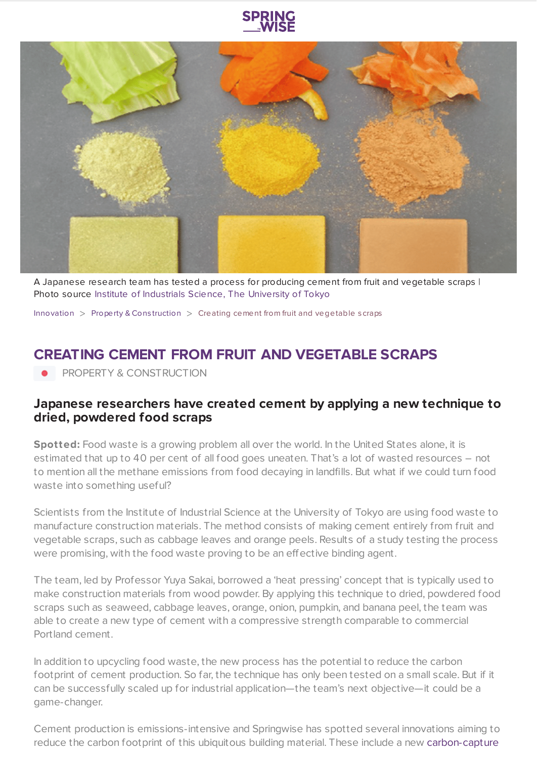A Japanese research team has tested a process for producing cement from fruit and vegetable scraps | Photo source Institute of Industrials Science, The University of Tokyo

Innovation > Property & Construction > Creating cement from fruit and vegetable scraps

# CREATING CEMENT FROM FRUIT AND VEGETABLE SCRAPS

PROPERTY & CONSTRUCTION

## Japanese researchers have created cement by applying a new technique to dried, powdered food scraps

**Spotted:** Food waste is a growing problem all over the world. In the United States alone, it is estimated that up to 40 per cent of all food goes uneaten. That's a lot of wasted resources – not to mention all the methane emissions from food decaying in landfills. But what if we could turn food waste into something useful?

Scientists from the Institute of Industrial Science at the University of Tokyo are using food waste to manufacture construction materials. The method consists of making cement entirely from fruit and vegetable scraps, such as cabbage leaves and orange peels. Results of a study testing the process were promising, with the food waste proving to be an effective binding agent.

The team, led by Professor Yuya Sakai, borrowed a 'heat pressing' concept that is typically used to make construction materials from wood powder. By applying this technique to dried, powdered food scraps such as seaweed, cabbage leaves, orange, onion, pumpkin, and banana peel, the team was able to create a new type of cement with a compressive strength comparable to commercial Portland cement.

In addition to upcycling food waste, the new process has the potential to reduce the carbon footprint of cement production. So far, the technique has only been tested on a small scale. But if it can be successfully scaled up for industrial application—the team's next objective—it could be a game-changer.

Cement production is emissions-intensive and Springwise has spotted several innovations aiming to reduce the carbon footprint of this ubiquitous building material. These include a new carbon-capture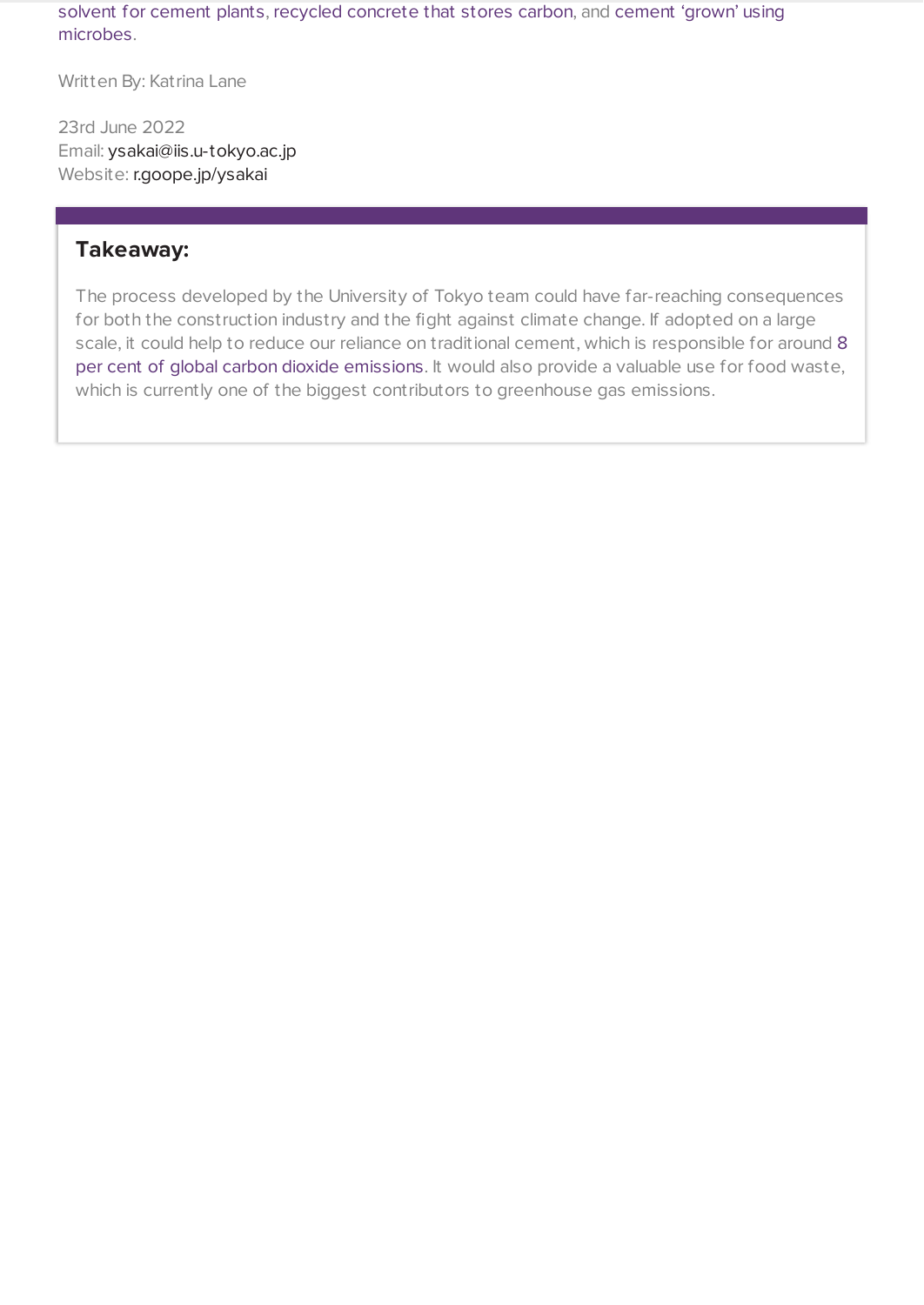solvent for cement plants, recycled concrete that stores carbon, and cement 'grown' using microbes.

Written By: Katrina Lane

23rd June 2022
Email: ysakai@iis.u-tokyo.ac.jp
Website: r.goope.jp/ysakai

**Takeaway:**

The process developed by the University of Tokyo team could have far-reaching consequences for both the construction industry and the fight against climate change. If adopted on a large scale, it could help to reduce our reliance on traditional cement, which is responsible for around 8 per cent of global carbon dioxide emissions. It would also provide a valuable use for food waste, which is currently one of the biggest contributors to greenhouse gas emissions.